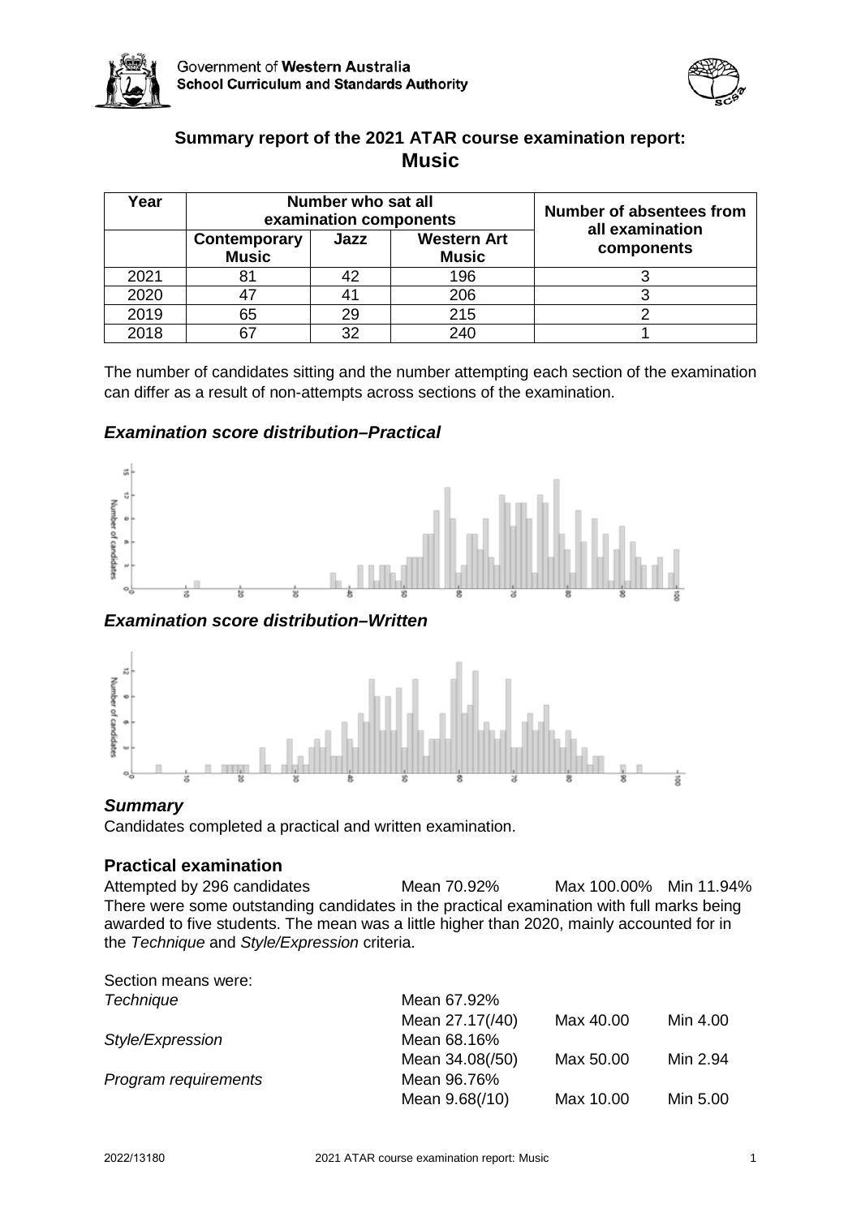## Summary report of the 2021 ATAR course examination report: Music

| Year | Number who sat all examination components | | | Number of absentees from all examination components |
|---|---|---|---|---|
| | Contemporary Music | Jazz | Western Art Music | |
| 2021 | 81 | 42 | 196 | 3 |
| 2020 | 47 | 41 | 206 | 3 |
| 2019 | 65 | 29 | 215 | 2 |
| 2018 | 67 | 32 | 240 | 1 |

The number of candidates sitting and the number attempting each section of the examination can differ as a result of non-attempts across sections of the examination.

### *Examination score distribution–Practical*

### *Examination score distribution–Written*

### *Summary*

Candidates completed a practical and written examination.

### Practical examination

Attempted by 296 candidates Mean 70.92% Max 100.00% Min 11.94%

There were some outstanding candidates in the practical examination with full marks being awarded to five students. The mean was a little higher than 2020, mainly accounted for in the *Technique* and *Style/Expression* criteria.

Section means were:

| | | | |
|---|---|---|---|
| *Technique* | Mean 67.92% | | |
| | Mean 27.17(/40) | Max 40.00 | Min 4.00 |
| *Style/Expression* | Mean 68.16% | | |
| | Mean 34.08(/50) | Max 50.00 | Min 2.94 |
| *Program requirements* | Mean 96.76% | | |
| | Mean 9.68(/10) | Max 10.00 | Min 5.00 |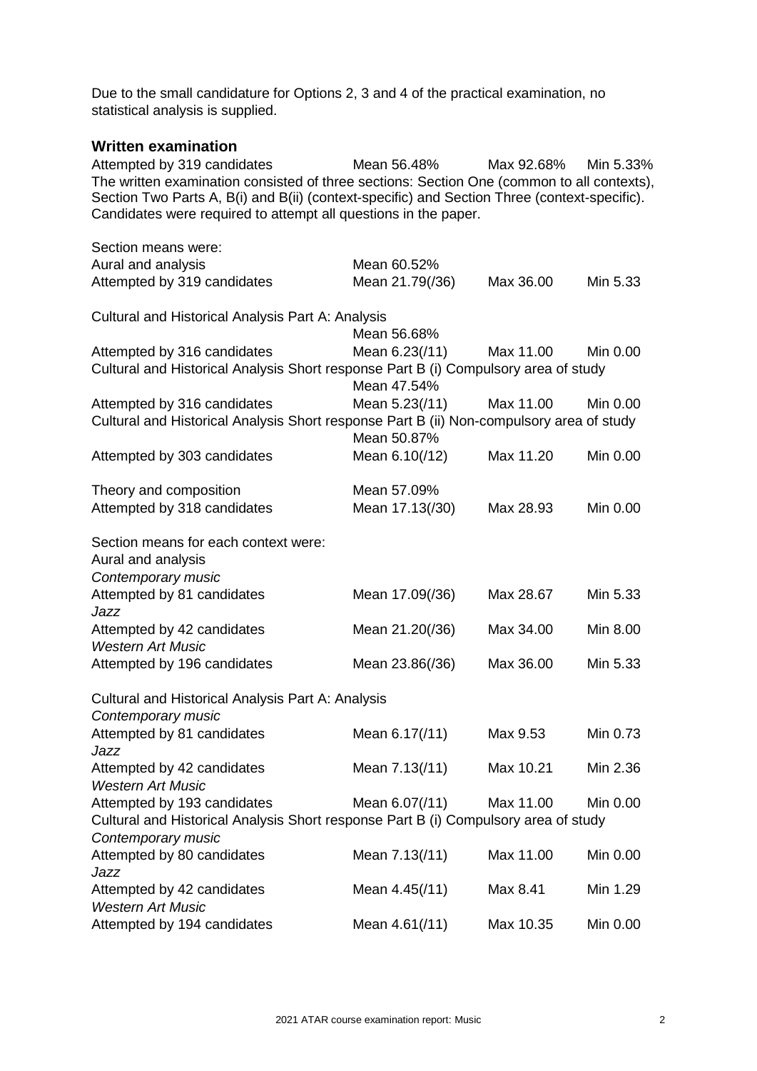Due to the small candidature for Options 2, 3 and 4 of the practical examination, no statistical analysis is supplied.

## Written examination

| | | | |
|---|---|---|---|
| Attempted by 319 candidates | Mean 56.48% | Max 92.68% | Min 5.33% |

The written examination consisted of three sections: Section One (common to all contexts), Section Two Parts A, B(i) and B(ii) (context-specific) and Section Three (context-specific). Candidates were required to attempt all questions in the paper.

Section means were:

| | | | |
|---|---|---|---|
| Aural and analysis | Mean 60.52% | | |
| Attempted by 319 candidates | Mean 21.79(/36) | Max 36.00 | Min 5.33 |
| **Cultural and Historical Analysis Part A: Analysis** | | | |
| | Mean 56.68% | | |
| Attempted by 316 candidates | Mean 6.23(/11) | Max 11.00 | Min 0.00 |
| **Cultural and Historical Analysis Short response Part B (i) Compulsory area of study** | | | |
| | Mean 47.54% | | |
| Attempted by 316 candidates | Mean 5.23(/11) | Max 11.00 | Min 0.00 |
| **Cultural and Historical Analysis Short response Part B (ii) Non-compulsory area of study** | | | |
| | Mean 50.87% | | |
| Attempted by 303 candidates | Mean 6.10(/12) | Max 11.20 | Min 0.00 |
| Theory and composition | Mean 57.09% | | |
| Attempted by 318 candidates | Mean 17.13(/30) | Max 28.93 | Min 0.00 |

Section means for each context were:

| | | | |
|---|---|---|---|
| **Aural and analysis** | | | |
| *Contemporary music* | | | |
| Attempted by 81 candidates | Mean 17.09(/36) | Max 28.67 | Min 5.33 |
| *Jazz* | | | |
| Attempted by 42 candidates | Mean 21.20(/36) | Max 34.00 | Min 8.00 |
| *Western Art Music* | | | |
| Attempted by 196 candidates | Mean 23.86(/36) | Max 36.00 | Min 5.33 |
| **Cultural and Historical Analysis Part A: Analysis** | | | |
| *Contemporary music* | | | |
| Attempted by 81 candidates | Mean 6.17(/11) | Max 9.53 | Min 0.73 |
| *Jazz* | | | |
| Attempted by 42 candidates | Mean 7.13(/11) | Max 10.21 | Min 2.36 |
| *Western Art Music* | | | |
| Attempted by 193 candidates | Mean 6.07(/11) | Max 11.00 | Min 0.00 |
| **Cultural and Historical Analysis Short response Part B (i) Compulsory area of study** | | | |
| *Contemporary music* | | | |
| Attempted by 80 candidates | Mean 7.13(/11) | Max 11.00 | Min 0.00 |
| *Jazz* | | | |
| Attempted by 42 candidates | Mean 4.45(/11) | Max 8.41 | Min 1.29 |
| *Western Art Music* | | | |
| Attempted by 194 candidates | Mean 4.61(/11) | Max 10.35 | Min 0.00 |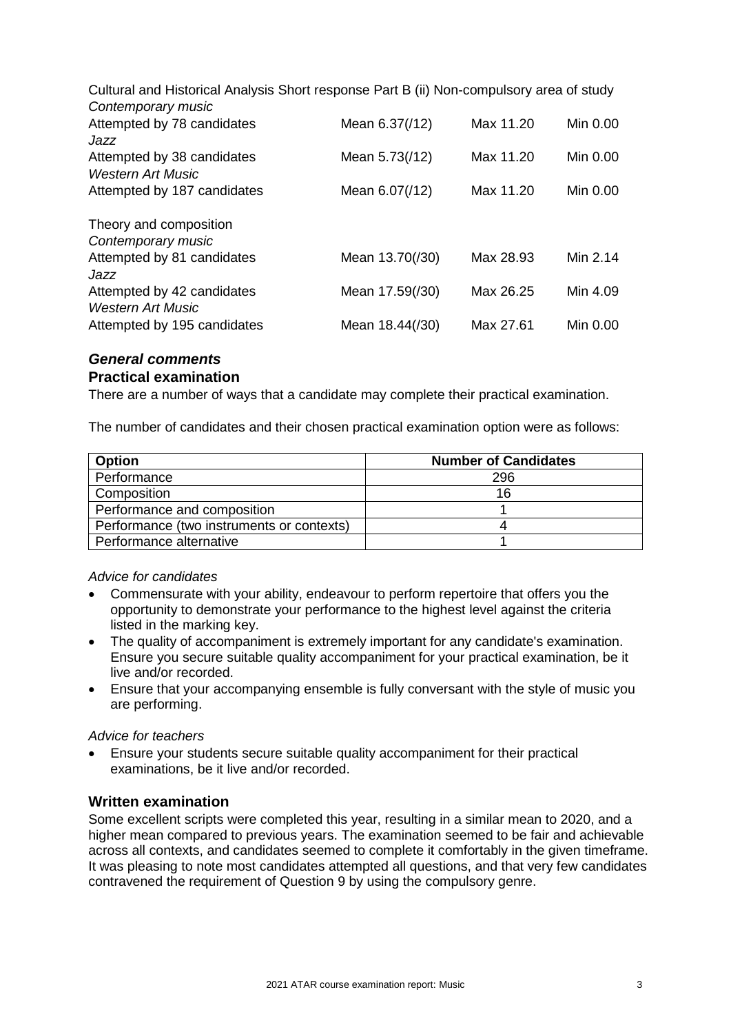Cultural and Historical Analysis Short response Part B (ii) Non-compulsory area of study

*Contemporary music*
Attempted by 78 candidates Mean 6.37(/12) Max 11.20 Min 0.00
*Jazz*
Attempted by 38 candidates Mean 5.73(/12) Max 11.20 Min 0.00
*Western Art Music*
Attempted by 187 candidates Mean 6.07(/12) Max 11.20 Min 0.00

Theory and composition
*Contemporary music*
Attempted by 81 candidates Mean 13.70(/30) Max 28.93 Min 2.14
*Jazz*
Attempted by 42 candidates Mean 17.59(/30) Max 26.25 Min 4.09
*Western Art Music*
Attempted by 195 candidates Mean 18.44(/30) Max 27.61 Min 0.00

### *General comments*

### Practical examination

There are a number of ways that a candidate may complete their practical examination.

The number of candidates and their chosen practical examination option were as follows:

| Option | Number of Candidates |
|---|---|
| Performance | 296 |
| Composition | 16 |
| Performance and composition | 1 |
| Performance (two instruments or contexts) | 4 |
| Performance alternative | 1 |

*Advice for candidates*

- Commensurate with your ability, endeavour to perform repertoire that offers you the opportunity to demonstrate your performance to the highest level against the criteria listed in the marking key.
- The quality of accompaniment is extremely important for any candidate's examination. Ensure you secure suitable quality accompaniment for your practical examination, be it live and/or recorded.
- Ensure that your accompanying ensemble is fully conversant with the style of music you are performing.

*Advice for teachers*

- Ensure your students secure suitable quality accompaniment for their practical examinations, be it live and/or recorded.

### Written examination

Some excellent scripts were completed this year, resulting in a similar mean to 2020, and a higher mean compared to previous years. The examination seemed to be fair and achievable across all contexts, and candidates seemed to complete it comfortably in the given timeframe. It was pleasing to note most candidates attempted all questions, and that very few candidates contravened the requirement of Question 9 by using the compulsory genre.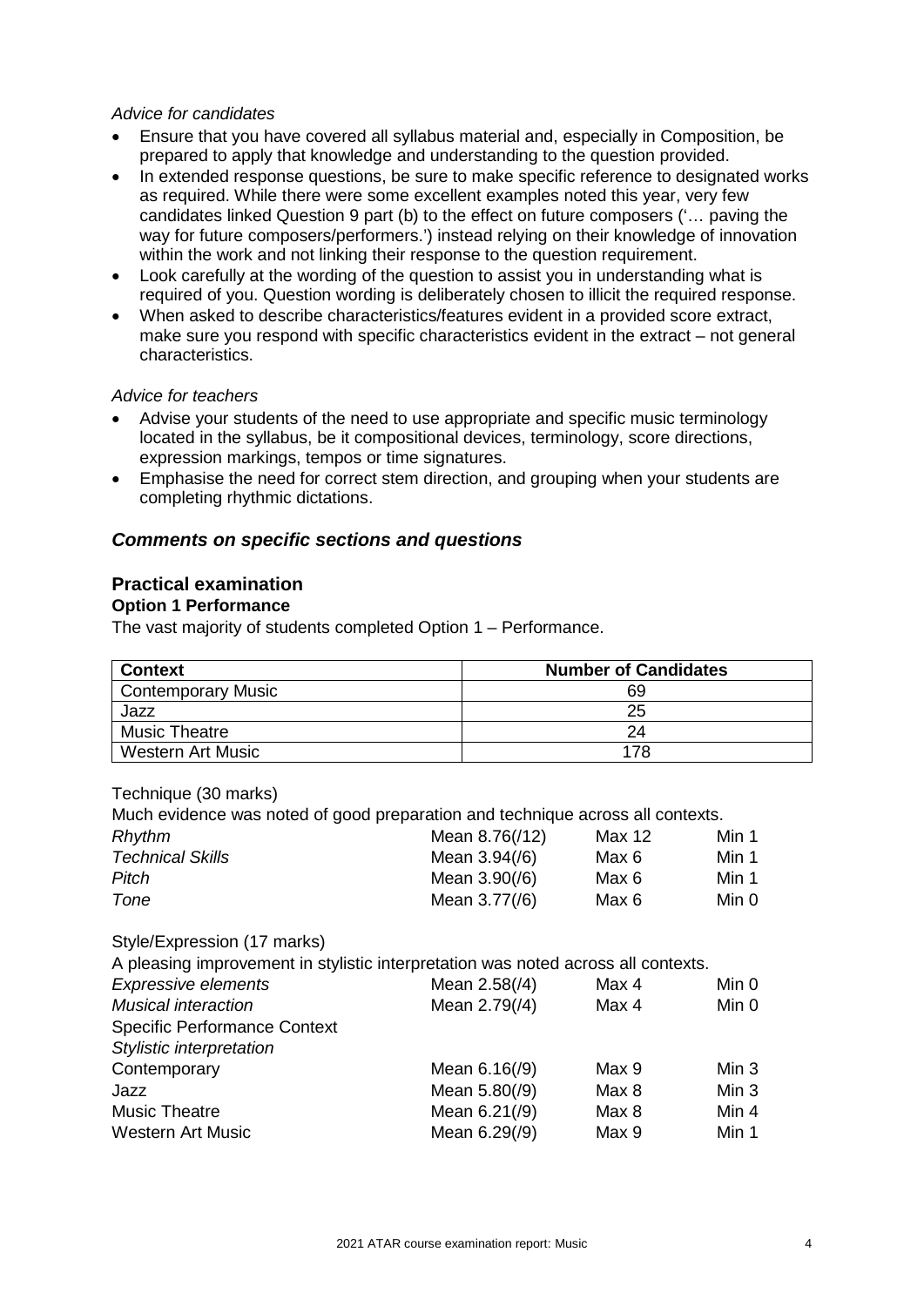*Advice for candidates*

- Ensure that you have covered all syllabus material and, especially in Composition, be prepared to apply that knowledge and understanding to the question provided.
- In extended response questions, be sure to make specific reference to designated works as required. While there were some excellent examples noted this year, very few candidates linked Question 9 part (b) to the effect on future composers ('… paving the way for future composers/performers.') instead relying on their knowledge of innovation within the work and not linking their response to the question requirement.
- Look carefully at the wording of the question to assist you in understanding what is required of you. Question wording is deliberately chosen to illicit the required response.
- When asked to describe characteristics/features evident in a provided score extract, make sure you respond with specific characteristics evident in the extract – not general characteristics.

*Advice for teachers*

- Advise your students of the need to use appropriate and specific music terminology located in the syllabus, be it compositional devices, terminology, score directions, expression markings, tempos or time signatures.
- Emphasise the need for correct stem direction, and grouping when your students are completing rhythmic dictations.

## *Comments on specific sections and questions*

### Practical examination

**Option 1 Performance**

The vast majority of students completed Option 1 – Performance.

| Context | Number of Candidates |
|---|---|
| Contemporary Music | 69 |
| Jazz | 25 |
| Music Theatre | 24 |
| Western Art Music | 178 |

Technique (30 marks)

Much evidence was noted of good preparation and technique across all contexts.

| | | | |
|---|---|---|---|
| *Rhythm* | Mean 8.76(/12) | Max 12 | Min 1 |
| *Technical Skills* | Mean 3.94(/6) | Max 6 | Min 1 |
| *Pitch* | Mean 3.90(/6) | Max 6 | Min 1 |
| *Tone* | Mean 3.77(/6) | Max 6 | Min 0 |

Style/Expression (17 marks)

A pleasing improvement in stylistic interpretation was noted across all contexts.

| | | | |
|---|---|---|---|
| *Expressive elements* | Mean 2.58(/4) | Max 4 | Min 0 |
| *Musical interaction* | Mean 2.79(/4) | Max 4 | Min 0 |
| Specific Performance Context | | | |
| *Stylistic interpretation* | | | |
| Contemporary | Mean 6.16(/9) | Max 9 | Min 3 |
| Jazz | Mean 5.80(/9) | Max 8 | Min 3 |
| Music Theatre | Mean 6.21(/9) | Max 8 | Min 4 |
| Western Art Music | Mean 6.29(/9) | Max 9 | Min 1 |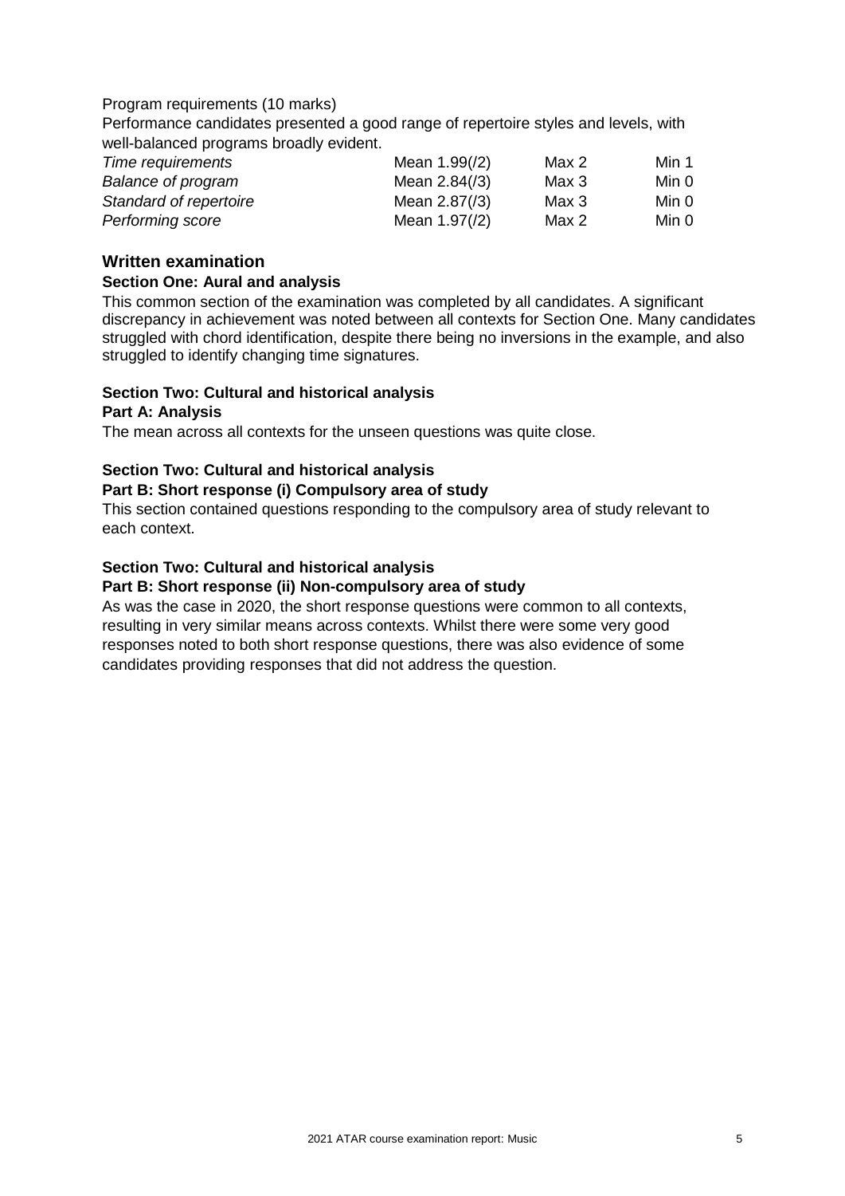Program requirements (10 marks)

Performance candidates presented a good range of repertoire styles and levels, with well-balanced programs broadly evident.

| | | | |
|---|---|---|---|
| *Time requirements* | Mean 1.99(/2) | Max 2 | Min 1 |
| *Balance of program* | Mean 2.84(/3) | Max 3 | Min 0 |
| *Standard of repertoire* | Mean 2.87(/3) | Max 3 | Min 0 |
| *Performing score* | Mean 1.97(/2) | Max 2 | Min 0 |

## Written examination

**Section One: Aural and analysis**

This common section of the examination was completed by all candidates. A significant discrepancy in achievement was noted between all contexts for Section One. Many candidates struggled with chord identification, despite there being no inversions in the example, and also struggled to identify changing time signatures.

**Section Two: Cultural and historical analysis**
**Part A: Analysis**

The mean across all contexts for the unseen questions was quite close.

**Section Two: Cultural and historical analysis**
**Part B: Short response (i) Compulsory area of study**

This section contained questions responding to the compulsory area of study relevant to each context.

**Section Two: Cultural and historical analysis**
**Part B: Short response (ii) Non-compulsory area of study**

As was the case in 2020, the short response questions were common to all contexts, resulting in very similar means across contexts. Whilst there were some very good responses noted to both short response questions, there was also evidence of some candidates providing responses that did not address the question.